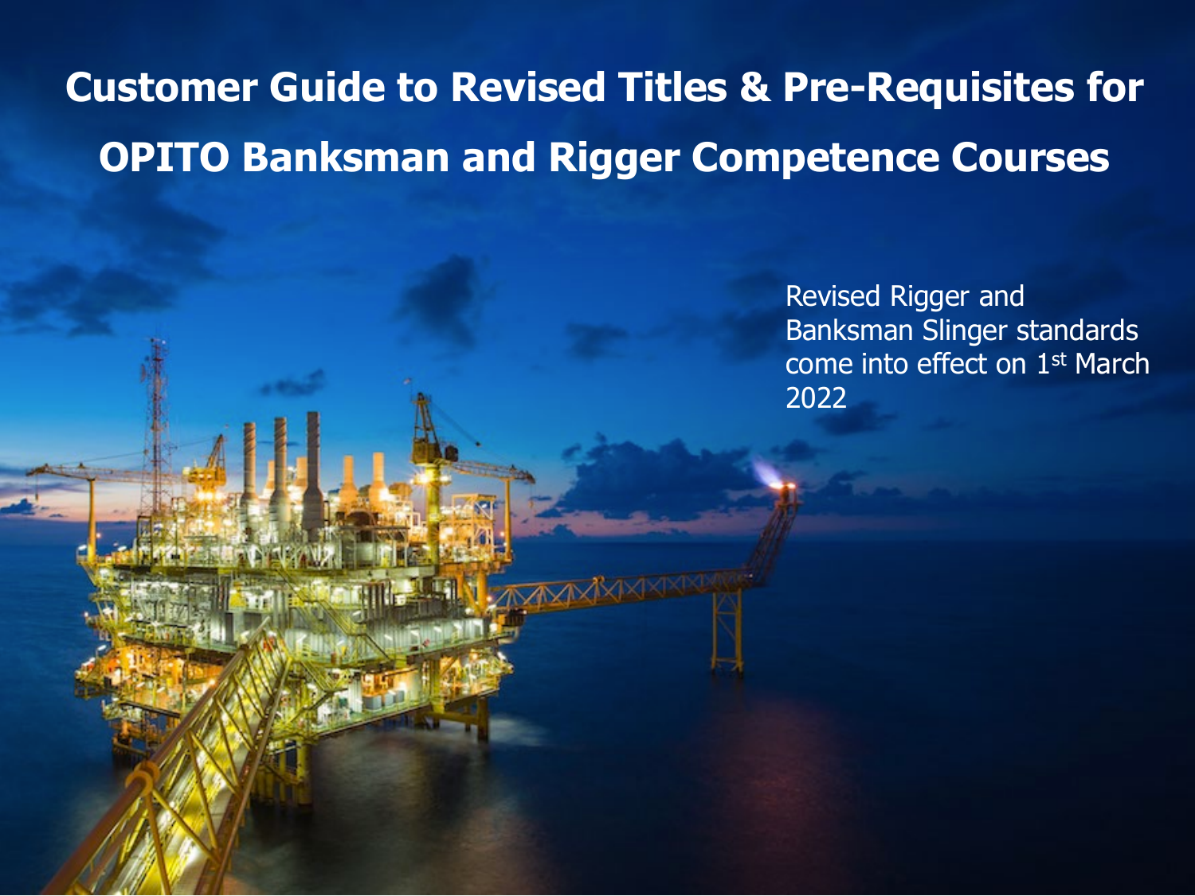# Customer Guide to Revised Titles & Pre-Requisites for OPITO Banksman and Rigger Competence Courses

Revised Rigger and Banksman Slinger standards come into effect on 1st March 2022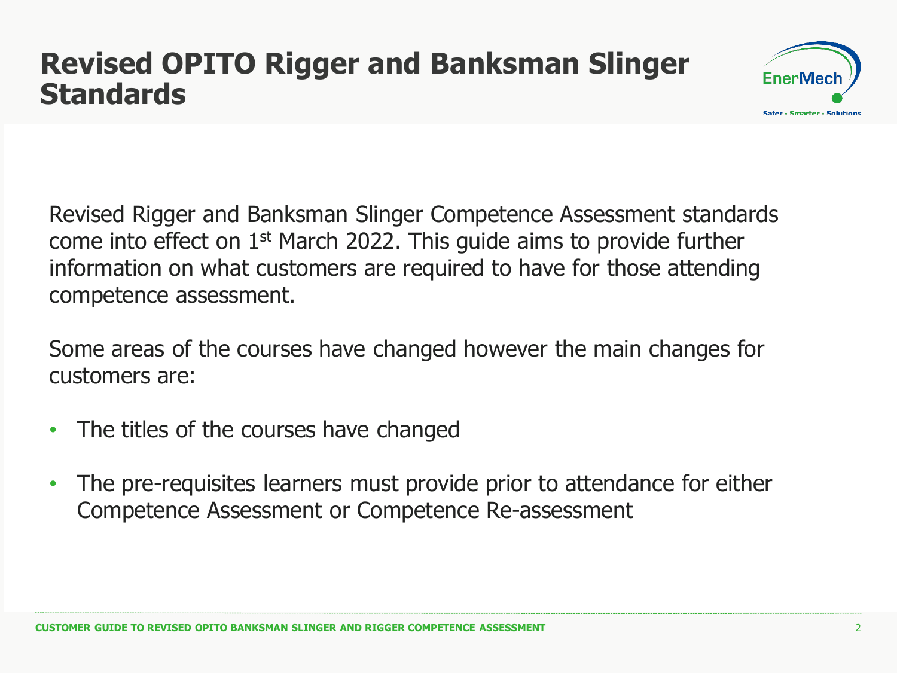# Revised OPITO Rigger and Banksman Slinger Standards

Revised Rigger and Banksman Slinger Competence Assessment standards come into effect on 1st March 2022. This guide aims to provide further information on what customers are required to have for those attending competence assessment.

Some areas of the courses have changed however the main changes for customers are:

- The titles of the courses have changed
- The pre-requisites learners must provide prior to attendance for either Competence Assessment or Competence Re-assessment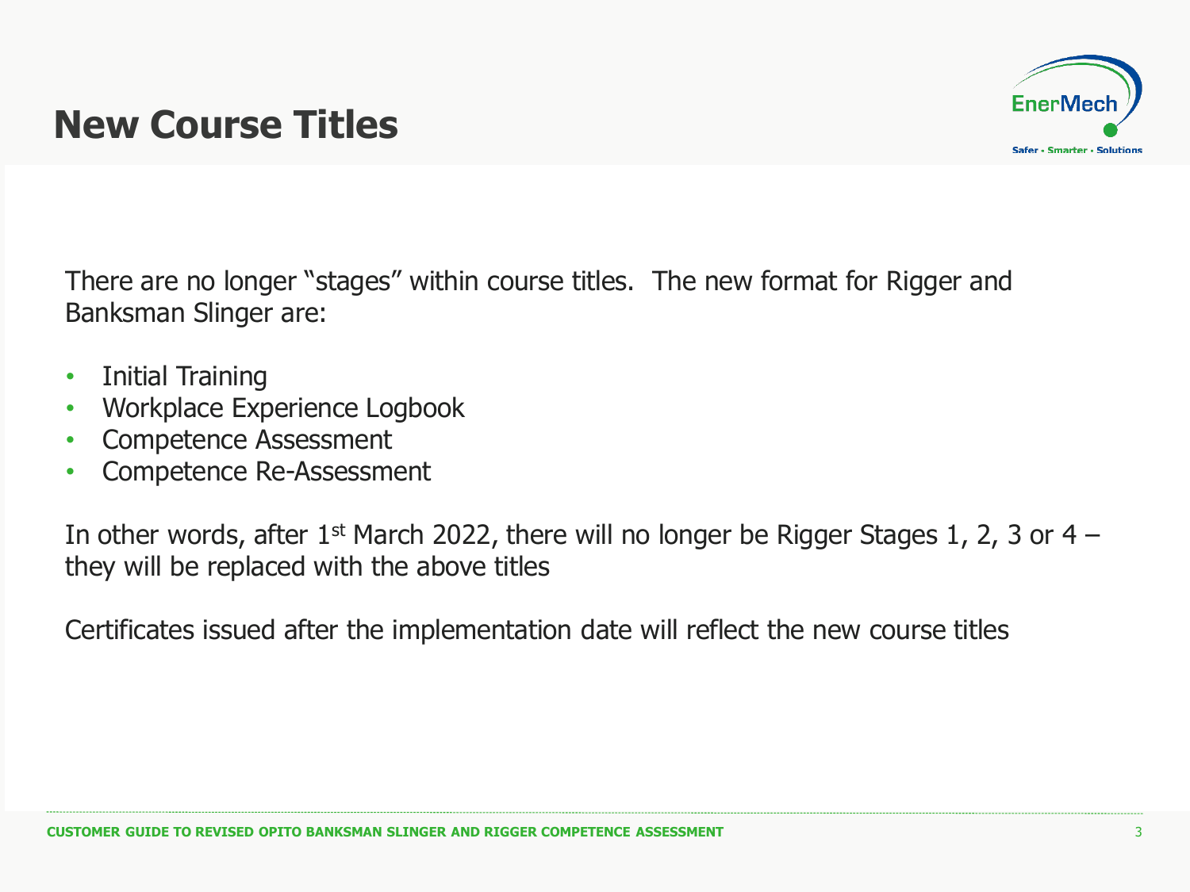# New Course Titles

There are no longer "stages" within course titles. The new format for Rigger and Banksman Slinger are:

- Initial Training
- Workplace Experience Logbook
- Competence Assessment
- Competence Re-Assessment

In other words, after 1st March 2022, there will no longer be Rigger Stages 1, 2, 3 or 4 – they will be replaced with the above titles

Certificates issued after the implementation date will reflect the new course titles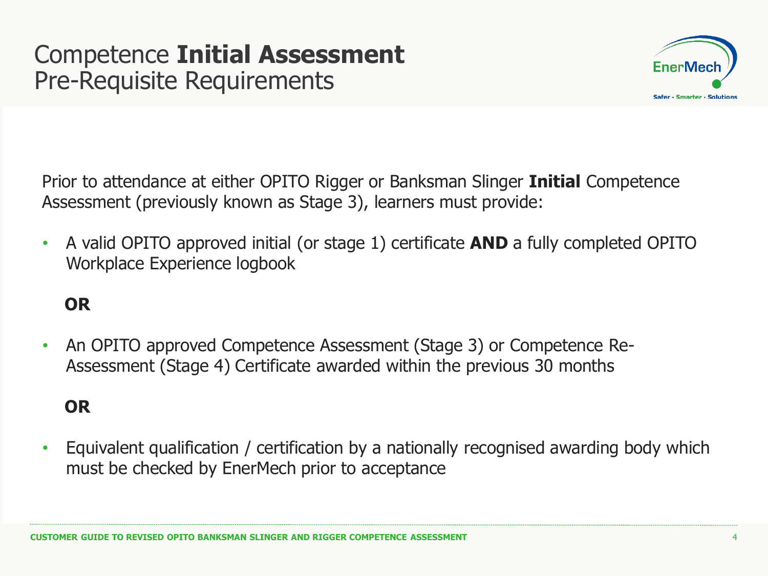# Competence **Initial Assessment**
## Pre-Requisite Requirements

Prior to attendance at either OPITO Rigger or Banksman Slinger **Initial** Competence Assessment (previously known as Stage 3), learners must provide:

- A valid OPITO approved initial (or stage 1) certificate **AND** a fully completed OPITO Workplace Experience logbook

  **OR**

- An OPITO approved Competence Assessment (Stage 3) or Competence Re-Assessment (Stage 4) Certificate awarded within the previous 30 months

  **OR**

- Equivalent qualification / certification by a nationally recognised awarding body which must be checked by EnerMech prior to acceptance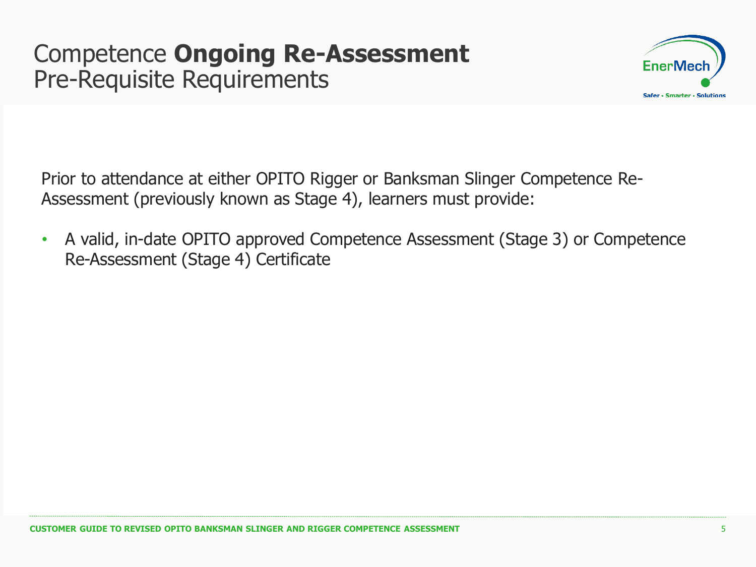# Competence **Ongoing Re-Assessment**
## Pre-Requisite Requirements

Prior to attendance at either OPITO Rigger or Banksman Slinger Competence Re-Assessment (previously known as Stage 4), learners must provide:

- A valid, in-date OPITO approved Competence Assessment (Stage 3) or Competence Re-Assessment (Stage 4) Certificate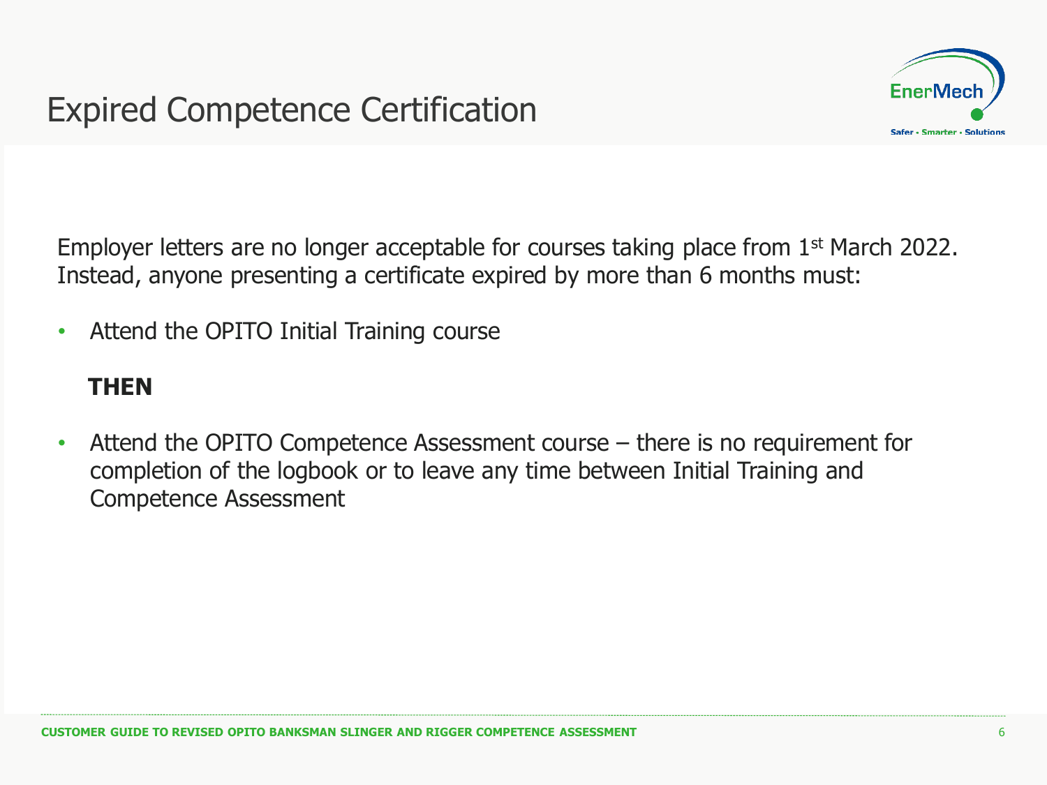# Expired Competence Certification

Employer letters are no longer acceptable for courses taking place from 1st March 2022. Instead, anyone presenting a certificate expired by more than 6 months must:

- Attend the OPITO Initial Training course

**THEN**

- Attend the OPITO Competence Assessment course – there is no requirement for completion of the logbook or to leave any time between Initial Training and Competence Assessment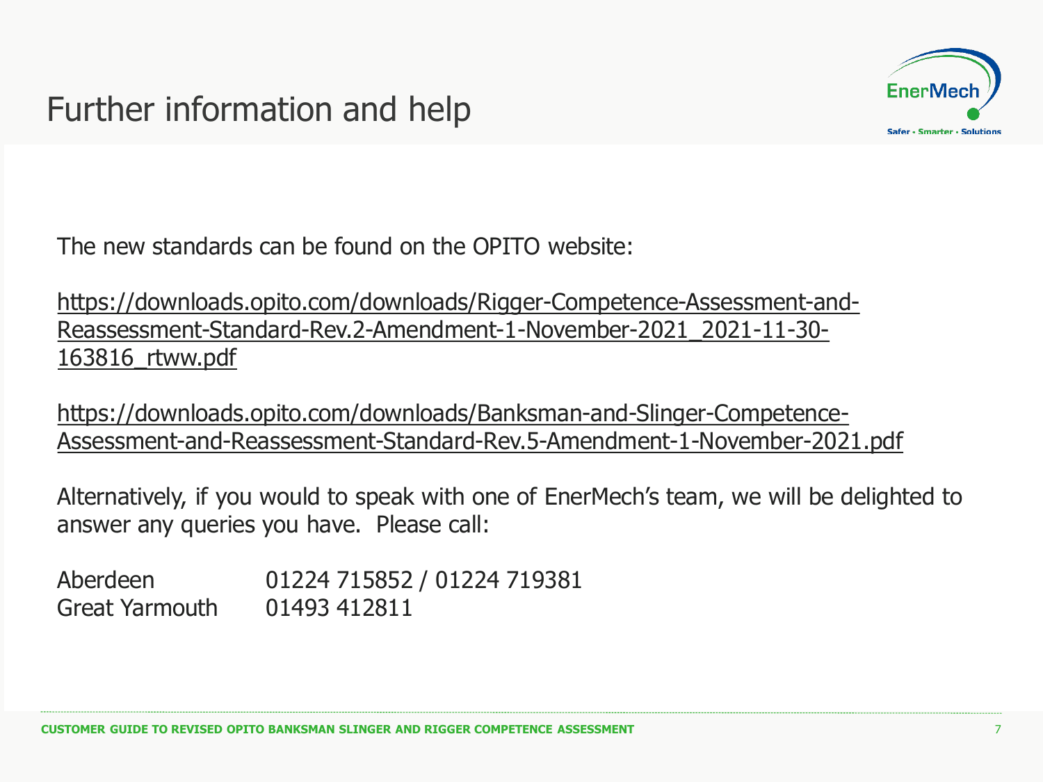# Further information and help

The new standards can be found on the OPITO website:

https://downloads.opito.com/downloads/Rigger-Competence-Assessment-and-Reassessment-Standard-Rev.2-Amendment-1-November-2021_2021-11-30-163816_rtww.pdf

https://downloads.opito.com/downloads/Banksman-and-Slinger-Competence-Assessment-and-Reassessment-Standard-Rev.5-Amendment-1-November-2021.pdf

Alternatively, if you would to speak with one of EnerMech's team, we will be delighted to answer any queries you have. Please call:

| | |
|---|---|
| Aberdeen | 01224 715852 / 01224 719381 |
| Great Yarmouth | 01493 412811 |